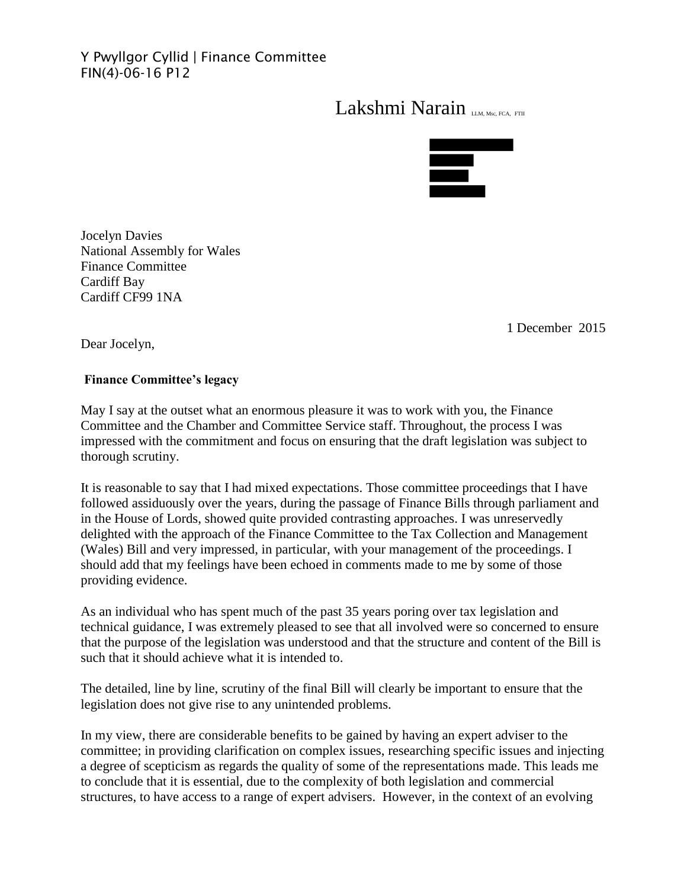Y Pwyllgor Cyllid | Finance Committee
FIN(4)-06-16 P12

Lakshmi Narain LLM, Msc, FCA, FTII

Jocelyn Davies
National Assembly for Wales
Finance Committee
Cardiff Bay
Cardiff CF99 1NA

1 December 2015

Dear Jocelyn,

**Finance Committee's legacy**

May I say at the outset what an enormous pleasure it was to work with you, the Finance Committee and the Chamber and Committee Service staff. Throughout, the process I was impressed with the commitment and focus on ensuring that the draft legislation was subject to thorough scrutiny.

It is reasonable to say that I had mixed expectations. Those committee proceedings that I have followed assiduously over the years, during the passage of Finance Bills through parliament and in the House of Lords, showed quite provided contrasting approaches. I was unreservedly delighted with the approach of the Finance Committee to the Tax Collection and Management (Wales) Bill and very impressed, in particular, with your management of the proceedings. I should add that my feelings have been echoed in comments made to me by some of those providing evidence.

As an individual who has spent much of the past 35 years poring over tax legislation and technical guidance, I was extremely pleased to see that all involved were so concerned to ensure that the purpose of the legislation was understood and that the structure and content of the Bill is such that it should achieve what it is intended to.

The detailed, line by line, scrutiny of the final Bill will clearly be important to ensure that the legislation does not give rise to any unintended problems.

In my view, there are considerable benefits to be gained by having an expert adviser to the committee; in providing clarification on complex issues, researching specific issues and injecting a degree of scepticism as regards the quality of some of the representations made. This leads me to conclude that it is essential, due to the complexity of both legislation and commercial structures, to have access to a range of expert advisers. However, in the context of an evolving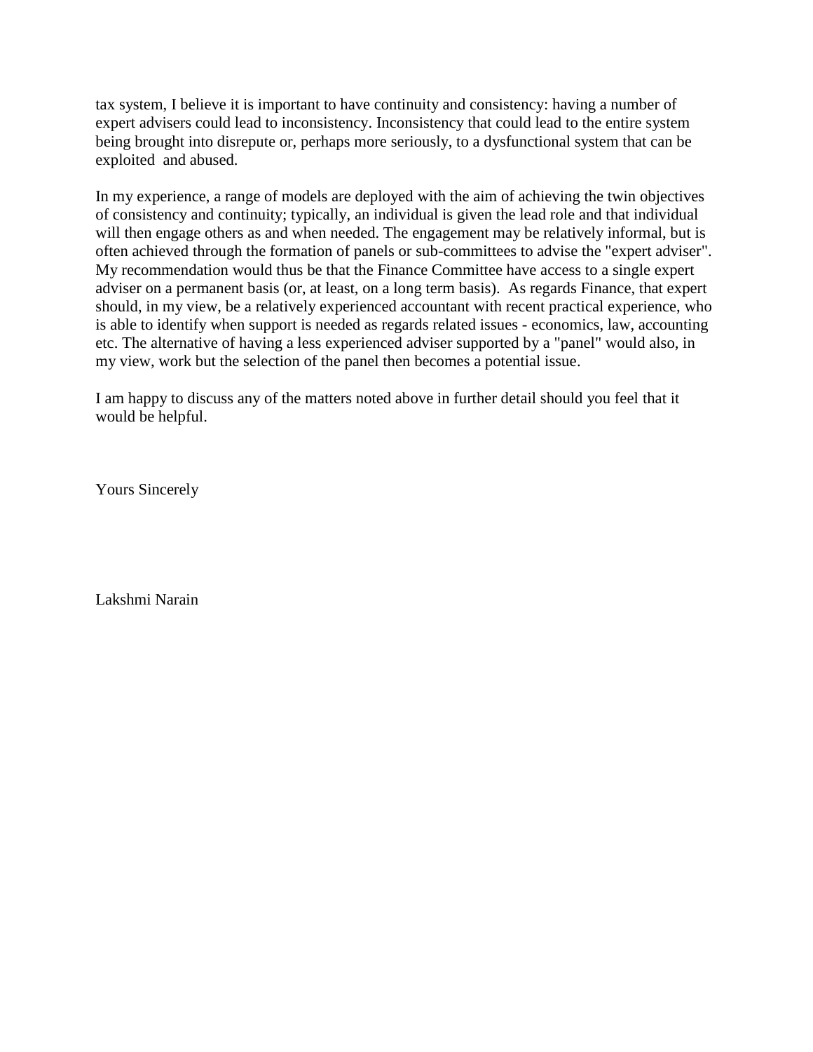tax system, I believe it is important to have continuity and consistency: having a number of expert advisers could lead to inconsistency. Inconsistency that could lead to the entire system being brought into disrepute or, perhaps more seriously, to a dysfunctional system that can be exploited and abused.

In my experience, a range of models are deployed with the aim of achieving the twin objectives of consistency and continuity; typically, an individual is given the lead role and that individual will then engage others as and when needed. The engagement may be relatively informal, but is often achieved through the formation of panels or sub-committees to advise the "expert adviser". My recommendation would thus be that the Finance Committee have access to a single expert adviser on a permanent basis (or, at least, on a long term basis). As regards Finance, that expert should, in my view, be a relatively experienced accountant with recent practical experience, who is able to identify when support is needed as regards related issues - economics, law, accounting etc. The alternative of having a less experienced adviser supported by a "panel" would also, in my view, work but the selection of the panel then becomes a potential issue.

I am happy to discuss any of the matters noted above in further detail should you feel that it would be helpful.

Yours Sincerely

Lakshmi Narain